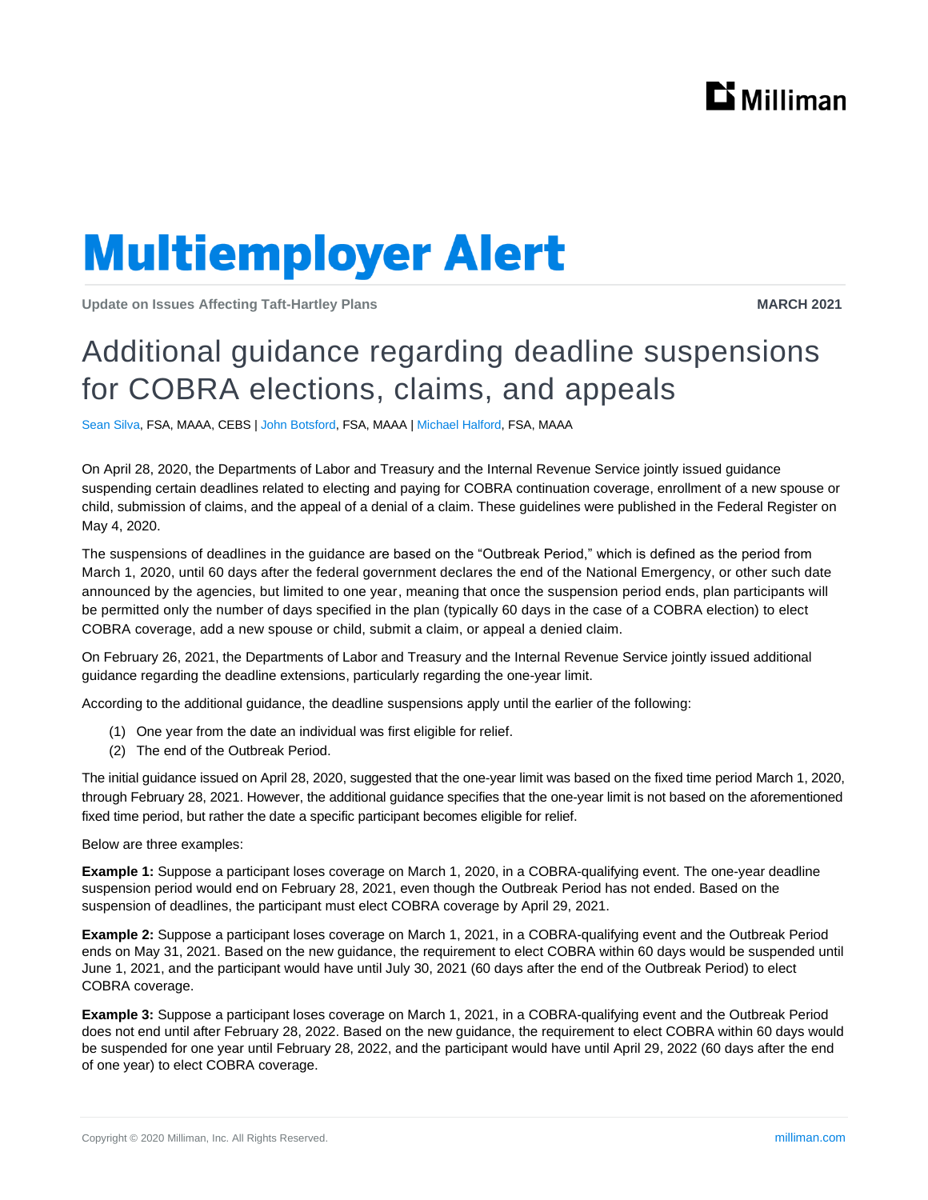# Multiemployer Alert

**Update on Issues Affecting Taft-Hartley Plans** **MARCH 2021**

## Additional guidance regarding deadline suspensions for COBRA elections, claims, and appeals

Sean Silva, FSA, MAAA, CEBS | John Botsford, FSA, MAAA | Michael Halford, FSA, MAAA

On April 28, 2020, the Departments of Labor and Treasury and the Internal Revenue Service jointly issued guidance suspending certain deadlines related to electing and paying for COBRA continuation coverage, enrollment of a new spouse or child, submission of claims, and the appeal of a denial of a claim. These guidelines were published in the Federal Register on May 4, 2020.

The suspensions of deadlines in the guidance are based on the "Outbreak Period," which is defined as the period from March 1, 2020, until 60 days after the federal government declares the end of the National Emergency, or other such date announced by the agencies, but limited to one year, meaning that once the suspension period ends, plan participants will be permitted only the number of days specified in the plan (typically 60 days in the case of a COBRA election) to elect COBRA coverage, add a new spouse or child, submit a claim, or appeal a denied claim.

On February 26, 2021, the Departments of Labor and Treasury and the Internal Revenue Service jointly issued additional guidance regarding the deadline extensions, particularly regarding the one-year limit.

According to the additional guidance, the deadline suspensions apply until the earlier of the following:

(1) One year from the date an individual was first eligible for relief.
(2) The end of the Outbreak Period.

The initial guidance issued on April 28, 2020, suggested that the one-year limit was based on the fixed time period March 1, 2020, through February 28, 2021. However, the additional guidance specifies that the one-year limit is not based on the aforementioned fixed time period, but rather the date a specific participant becomes eligible for relief.

Below are three examples:

**Example 1:** Suppose a participant loses coverage on March 1, 2020, in a COBRA-qualifying event. The one-year deadline suspension period would end on February 28, 2021, even though the Outbreak Period has not ended. Based on the suspension of deadlines, the participant must elect COBRA coverage by April 29, 2021.

**Example 2:** Suppose a participant loses coverage on March 1, 2021, in a COBRA-qualifying event and the Outbreak Period ends on May 31, 2021. Based on the new guidance, the requirement to elect COBRA within 60 days would be suspended until June 1, 2021, and the participant would have until July 30, 2021 (60 days after the end of the Outbreak Period) to elect COBRA coverage.

**Example 3:** Suppose a participant loses coverage on March 1, 2021, in a COBRA-qualifying event and the Outbreak Period does not end until after February 28, 2022. Based on the new guidance, the requirement to elect COBRA within 60 days would be suspended for one year until February 28, 2022, and the participant would have until April 29, 2022 (60 days after the end of one year) to elect COBRA coverage.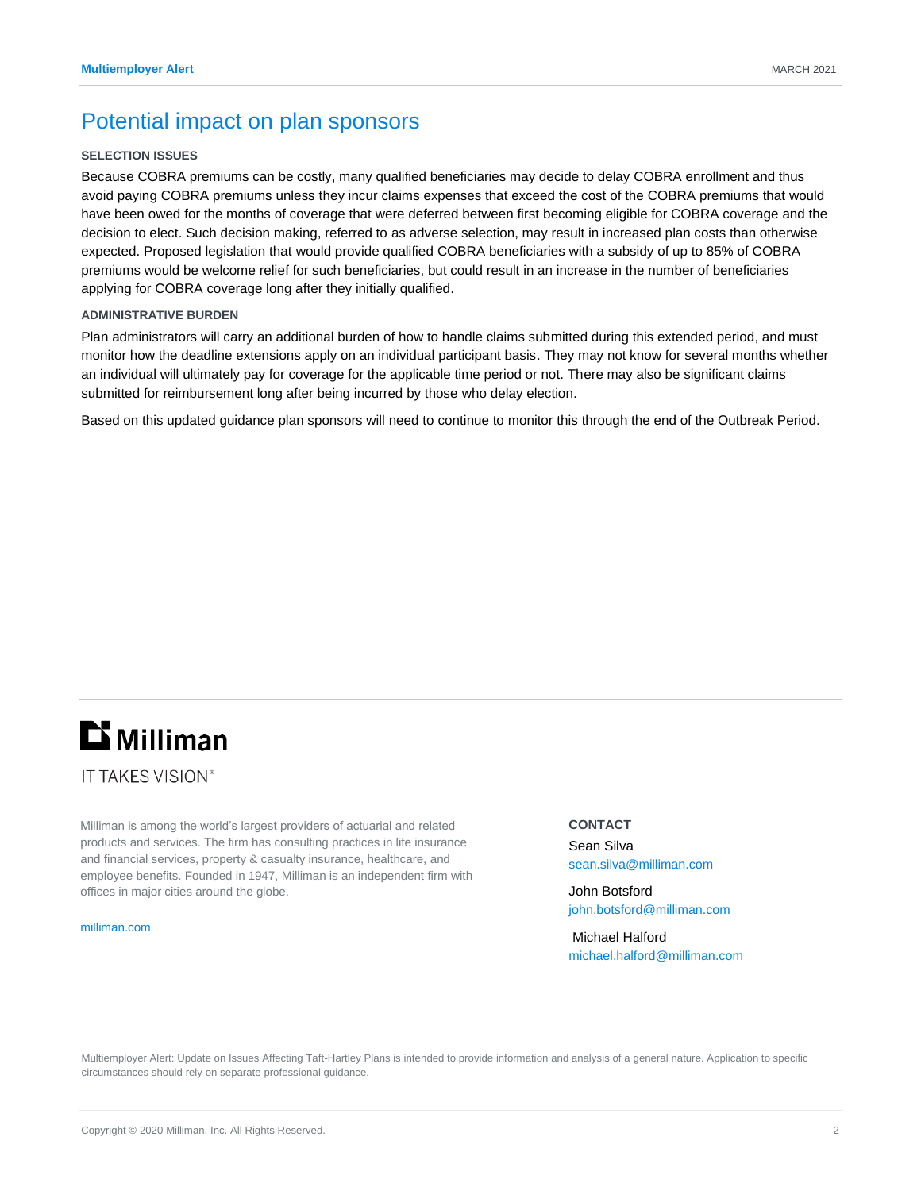## Potential impact on plan sponsors

### SELECTION ISSUES

Because COBRA premiums can be costly, many qualified beneficiaries may decide to delay COBRA enrollment and thus avoid paying COBRA premiums unless they incur claims expenses that exceed the cost of the COBRA premiums that would have been owed for the months of coverage that were deferred between first becoming eligible for COBRA coverage and the decision to elect. Such decision making, referred to as adverse selection, may result in increased plan costs than otherwise expected. Proposed legislation that would provide qualified COBRA beneficiaries with a subsidy of up to 85% of COBRA premiums would be welcome relief for such beneficiaries, but could result in an increase in the number of beneficiaries applying for COBRA coverage long after they initially qualified.

### ADMINISTRATIVE BURDEN

Plan administrators will carry an additional burden of how to handle claims submitted during this extended period, and must monitor how the deadline extensions apply on an individual participant basis. They may not know for several months whether an individual will ultimately pay for coverage for the applicable time period or not. There may also be significant claims submitted for reimbursement long after being incurred by those who delay election.

Based on this updated guidance plan sponsors will need to continue to monitor this through the end of the Outbreak Period.

**Milliman**

IT TAKES VISION®

Milliman is among the world's largest providers of actuarial and related products and services. The firm has consulting practices in life insurance and financial services, property & casualty insurance, healthcare, and employee benefits. Founded in 1947, Milliman is an independent firm with offices in major cities around the globe.

milliman.com

**CONTACT**

Sean Silva
sean.silva@milliman.com

John Botsford
john.botsford@milliman.com

Michael Halford
michael.halford@milliman.com

Multiemployer Alert: Update on Issues Affecting Taft-Hartley Plans is intended to provide information and analysis of a general nature. Application to specific circumstances should rely on separate professional guidance.

Copyright © 2020 Milliman, Inc. All Rights Reserved.